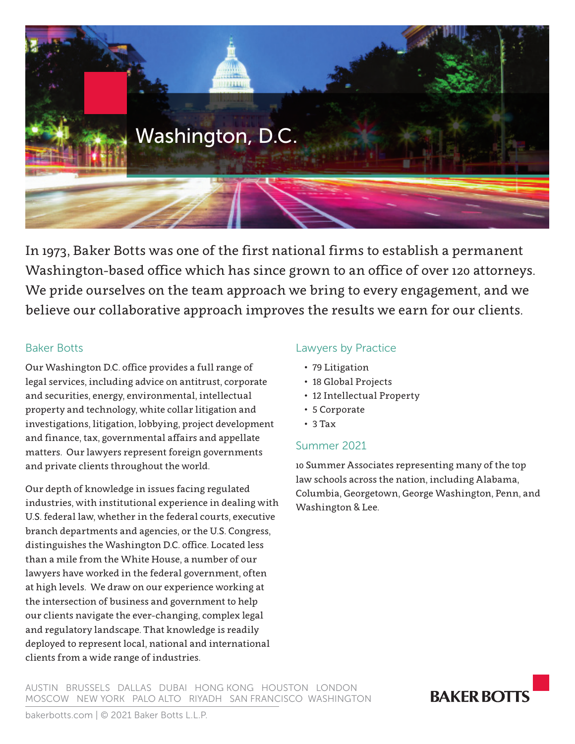# Washington, D.C.

In 1973, Baker Botts was one of the first national firms to establish a permanent Washington-based office which has since grown to an office of over 120 attorneys. We pride ourselves on the team approach we bring to every engagement, and we believe our collaborative approach improves the results we earn for our clients.

## Baker Botts

Our Washington D.C. office provides a full range of legal services, including advice on antitrust, corporate and securities, energy, environmental, intellectual property and technology, white collar litigation and investigations, litigation, lobbying, project development and finance, tax, governmental affairs and appellate matters. Our lawyers represent foreign governments and private clients throughout the world.

Our depth of knowledge in issues facing regulated industries, with institutional experience in dealing with U.S. federal law, whether in the federal courts, executive branch departments and agencies, or the U.S. Congress, distinguishes the Washington D.C. office. Located less than a mile from the White House, a number of our lawyers have worked in the federal government, often at high levels. We draw on our experience working at the intersection of business and government to help our clients navigate the ever-changing, complex legal and regulatory landscape. That knowledge is readily deployed to represent local, national and international clients from a wide range of industries.

## Lawyers by Practice

- 79 Litigation
- 18 Global Projects
- 12 Intellectual Property
- 5 Corporate
- 3 Tax

## Summer 2021

10 Summer Associates representing many of the top law schools across the nation, including Alabama, Columbia, Georgetown, George Washington, Penn, and Washington & Lee.

AUSTIN BRUSSELS DALLAS DUBAI HONG KONG HOUSTON LONDON MOSCOW NEW YORK PALO ALTO RIYADH SAN FRANCISCO WASHINGTON

bakerbotts.com | © 2021 Baker Botts L.L.P.

BAKER BOTTS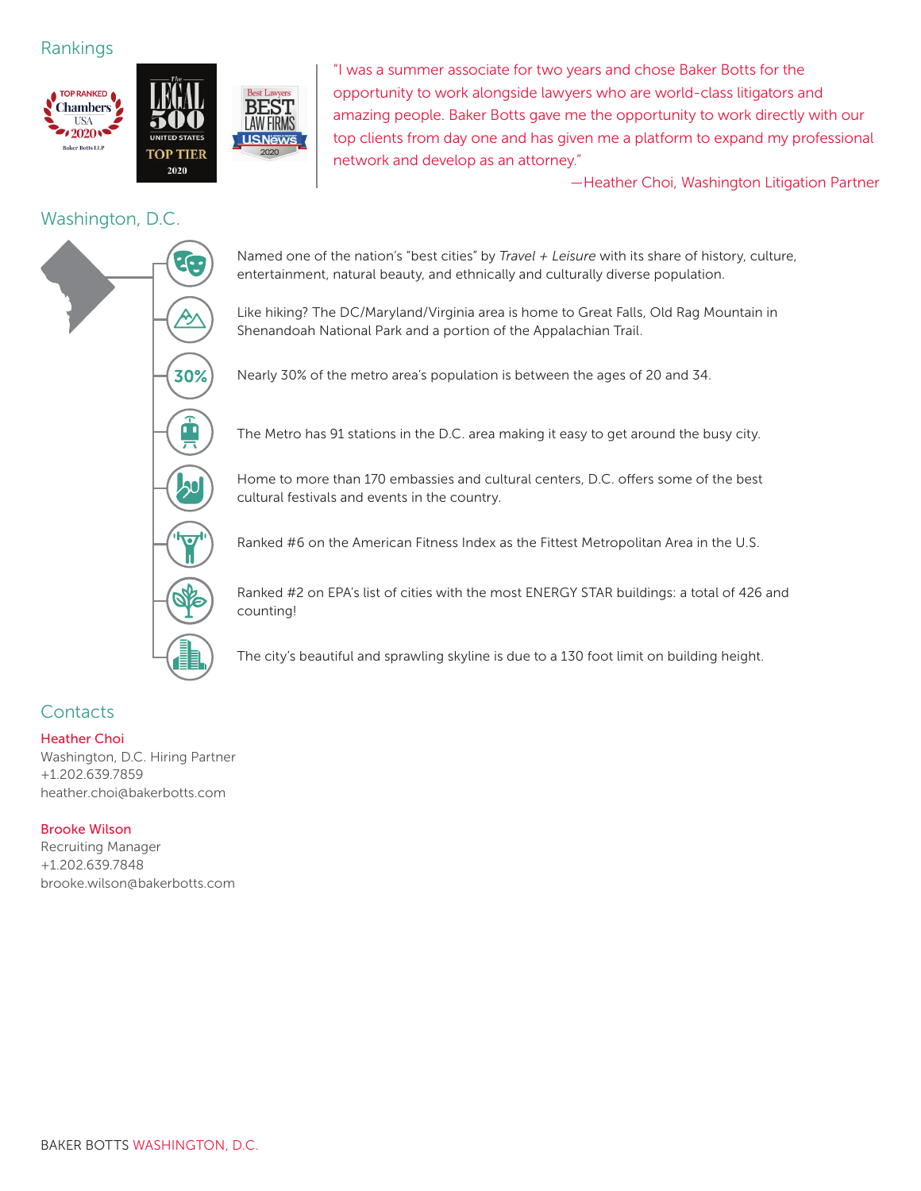## Rankings

TOP RANKED Chambers USA 2020 Baker Botts LLP

The LEGAL 500 UNITED STATES TOP TIER 2020

Best Lawyers BEST LAW FIRMS US News 2020

"I was a summer associate for two years and chose Baker Botts for the opportunity to work alongside lawyers who are world-class litigators and amazing people. Baker Botts gave me the opportunity to work directly with our top clients from day one and has given me a platform to expand my professional network and develop as an attorney."

—Heather Choi, Washington Litigation Partner

## Washington, D.C.

Named one of the nation's "best cities" by *Travel + Leisure* with its share of history, culture, entertainment, natural beauty, and ethnically and culturally diverse population.

Like hiking? The DC/Maryland/Virginia area is home to Great Falls, Old Rag Mountain in Shenandoah National Park and a portion of the Appalachian Trail.

30%

Nearly 30% of the metro area's population is between the ages of 20 and 34.

The Metro has 91 stations in the D.C. area making it easy to get around the busy city.

Home to more than 170 embassies and cultural centers, D.C. offers some of the best cultural festivals and events in the country.

Ranked #6 on the American Fitness Index as the Fittest Metropolitan Area in the U.S.

Ranked #2 on EPA's list of cities with the most ENERGY STAR buildings: a total of 426 and counting!

The city's beautiful and sprawling skyline is due to a 130 foot limit on building height.

## Contacts

**Heather Choi**
Washington, D.C. Hiring Partner
+1.202.639.7859
heather.choi@bakerbotts.com

**Brooke Wilson**
Recruiting Manager
+1.202.639.7848
brooke.wilson@bakerbotts.com